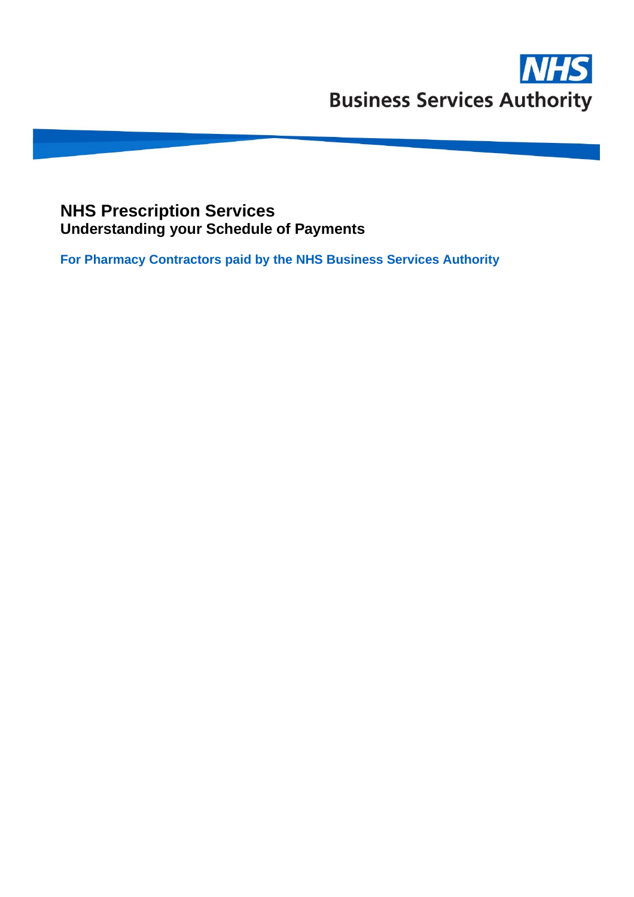NHS

Business Services Authority

# NHS Prescription Services

## Understanding your Schedule of Payments

**For Pharmacy Contractors paid by the NHS Business Services Authority**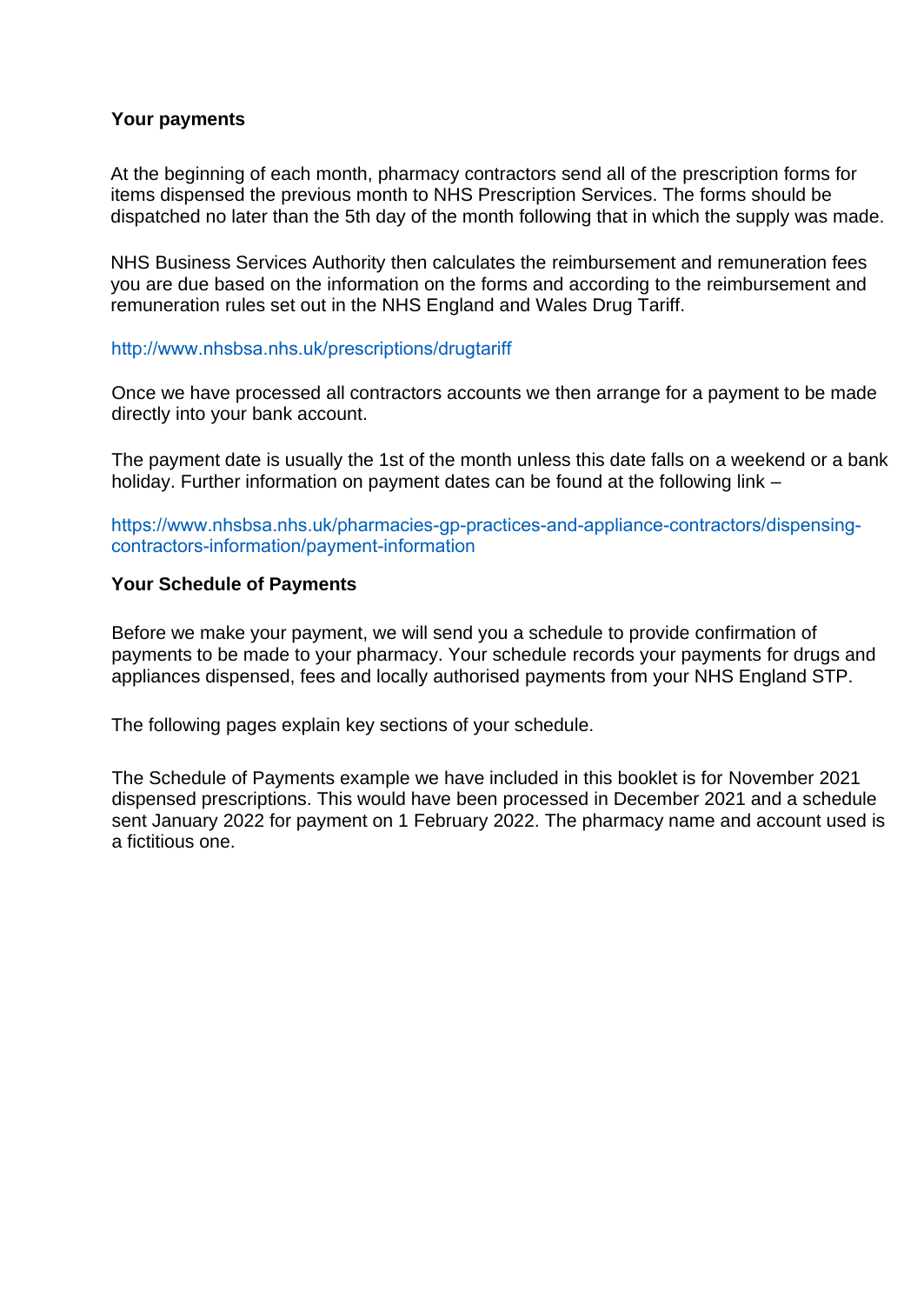## Your payments

At the beginning of each month, pharmacy contractors send all of the prescription forms for items dispensed the previous month to NHS Prescription Services. The forms should be dispatched no later than the 5th day of the month following that in which the supply was made.

NHS Business Services Authority then calculates the reimbursement and remuneration fees you are due based on the information on the forms and according to the reimbursement and remuneration rules set out in the NHS England and Wales Drug Tariff.

http://www.nhsbsa.nhs.uk/prescriptions/drugtariff

Once we have processed all contractors accounts we then arrange for a payment to be made directly into your bank account.

The payment date is usually the 1st of the month unless this date falls on a weekend or a bank holiday. Further information on payment dates can be found at the following link –

https://www.nhsbsa.nhs.uk/pharmacies-gp-practices-and-appliance-contractors/dispensing-contractors-information/payment-information

## Your Schedule of Payments

Before we make your payment, we will send you a schedule to provide confirmation of payments to be made to your pharmacy. Your schedule records your payments for drugs and appliances dispensed, fees and locally authorised payments from your NHS England STP.

The following pages explain key sections of your schedule.

The Schedule of Payments example we have included in this booklet is for November 2021 dispensed prescriptions. This would have been processed in December 2021 and a schedule sent January 2022 for payment on 1 February 2022. The pharmacy name and account used is a fictitious one.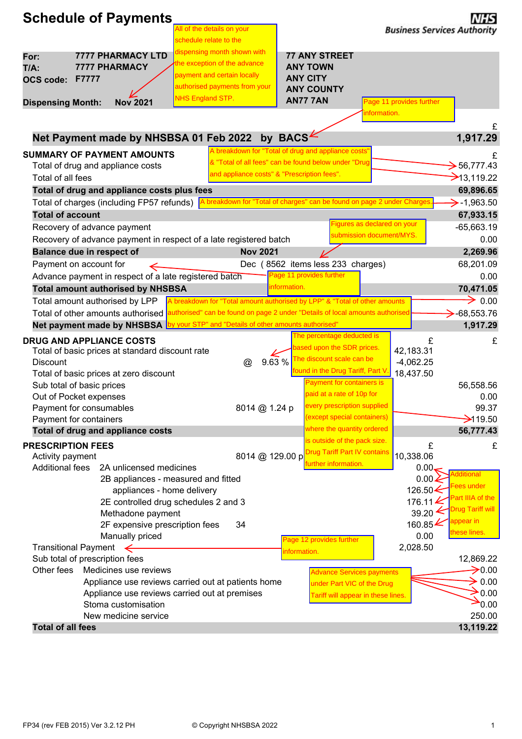# Schedule of Payments

**NHS Business Services Authority**

> All of the details on your schedule relate to the dispensing month shown with the exception of the advance payment and certain locally authorised payments from your NHS England STP.

| | | |
|---|---|---|
| **For:** | **7777 PHARMACY LTD** | **77 ANY STREET** |
| **T/A:** | **7777 PHARMACY** | **ANY TOWN** |
| **OCS code:** | **F7777** | **ANY CITY** |
| | | **ANY COUNTY** |
| **Dispensing Month:** | **Nov 2021** | **AN77 7AN** |

> Page 11 provides further information.

| | £ |
|---|---|
| **Net Payment made by NHSBSA 01 Feb 2022 by BACS** | **1,917.29** |

## SUMMARY OF PAYMENT AMOUNTS

> A breakdown for "Total of drug and appliance costs" & "Total of all fees" can be found below under "Drug and appliance costs" & "Prescription fees".

> A breakdown for "Total of charges" can be found on page 2 under Charges.

> Figures as declared on your submission document/MYS.

> Page 11 provides further information.

> A breakdown for "Total amount authorised by LPP" & "Total of other amounts authorised" can be found on page 2 under "Details of local amounts authorised by your STP" and "Details of other amounts authorised"

| | | £ |
|---|---|---|
| Total of drug and appliance costs | | 56,777.43 |
| Total of all fees | | 13,119.22 |
| **Total of drug and appliance costs plus fees** | | **69,896.65** |
| Total of charges (including FP57 refunds) | | -1,963.50 |
| **Total of account** | | **67,933.15** |
| Recovery of advance payment | | -65,663.19 |
| Recovery of advance payment in respect of a late registered batch | | 0.00 |
| **Balance due in respect of** | **Nov 2021** | **2,269.96** |
| Payment on account for | Dec ( 8562 items less 233 charges) | 68,201.09 |
| Advance payment in respect of a late registered batch | | 0.00 |
| **Total amount authorised by NHSBSA** | | **70,471.05** |
| Total amount authorised by LPP | | 0.00 |
| Total of other amounts authorised | | -68,553.76 |
| **Net payment made by NHSBSA** | | **1,917.29** |

## DRUG AND APPLIANCE COSTS

> The percentage deducted is based upon the SDR prices. The discount scale can be found in the Drug Tariff, Part V.

> Payment for containers is paid at a rate of 10p for every prescription supplied (except special containers) where the quantity ordered is outside of the pack size. Drug Tariff Part IV contains further information.

| | | £ | £ |
|---|---|---|---|
| Total of basic prices at standard discount rate | | 42,183.31 | |
| Discount | @ 9.63 % | -4,062.25 | |
| Total of basic prices at zero discount | | 18,437.50 | |
| Sub total of basic prices | | | 56,558.56 |
| Out of Pocket expenses | | | 0.00 |
| Payment for consumables | 8014 @ 1.24 p | | 99.37 |
| Payment for containers | | | 119.50 |
| **Total of drug and appliance costs** | | | **56,777.43** |

## PRESCRIPTION FEES

> Additional Fees under Part IIIA of the Drug Tariff will appear in these lines.

> Page 12 provides further information.

> Advance Services payments under Part VIC of the Drug Tariff will appear in these lines.

| | | | £ | £ |
|---|---|---|---|---|
| Activity payment | | 8014 @ 129.00 p | 10,338.06 | |
| Additional fees | 2A unlicensed medicines | | 0.00 | |
| | 2B appliances - measured and fitted | | 0.00 | |
| | appliances - home delivery | | 126.50 | |
| | 2E controlled drug schedules 2 and 3 | | 176.11 | |
| | Methadone payment | | 39.20 | |
| | 2F expensive prescription fees | 34 | 160.85 | |
| | Manually priced | | 0.00 | |
| Transitional Payment | | | 2,028.50 | |
| Sub total of prescription fees | | | | 12,869.22 |
| Other fees | Medicines use reviews | | | 0.00 |
| | Appliance use reviews carried out at patients home | | | 0.00 |
| | Appliance use reviews carried out at premises | | | 0.00 |
| | Stoma customisation | | | 0.00 |
| | New medicine service | | | 250.00 |
| **Total of all fees** | | | | **13,119.22** |

FP34 (rev FEB 2015) Ver 3.2.12 PH © Copyright NHSBSA 2022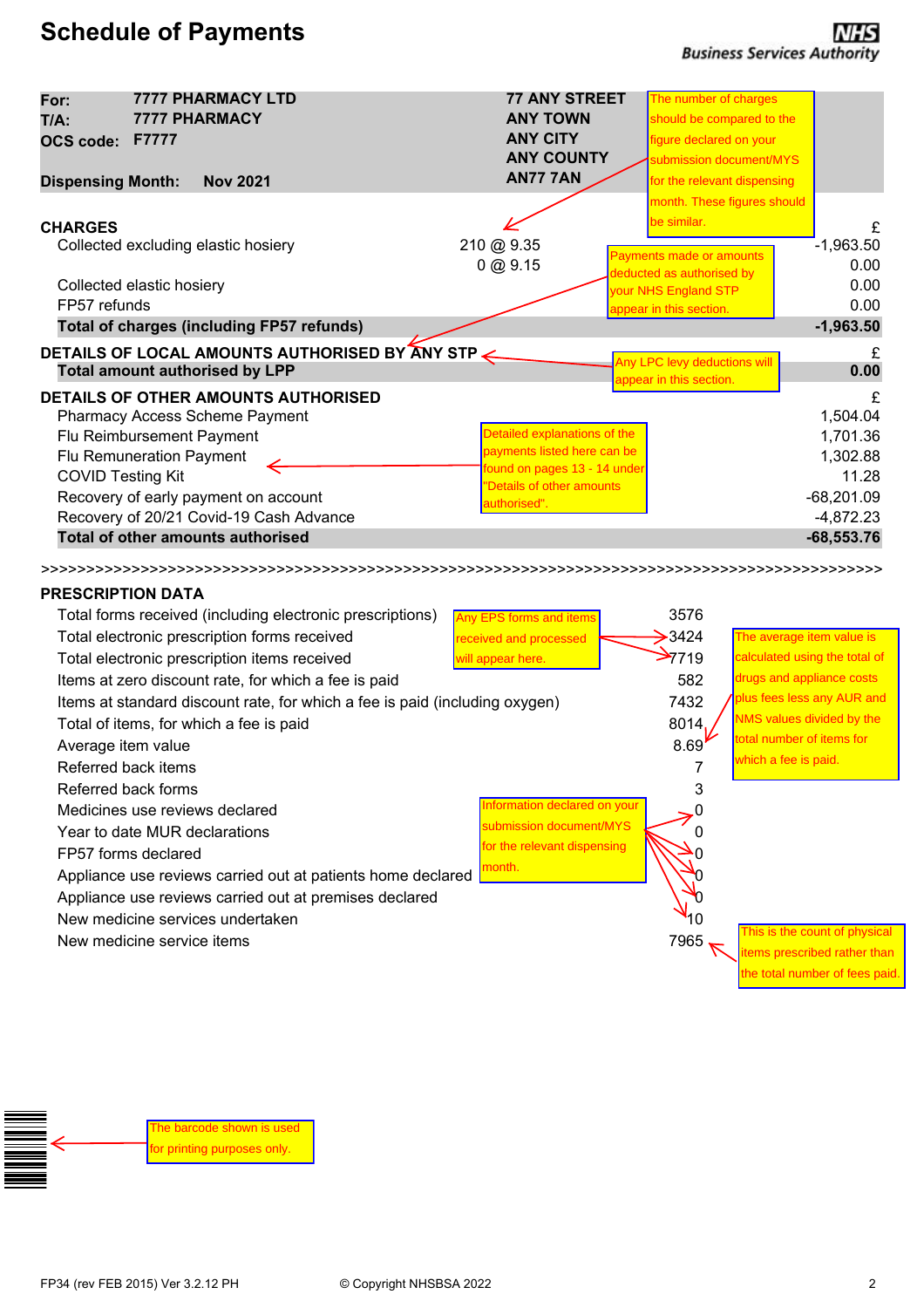# Schedule of Payments

NHS Business Services Authority

| | | |
|---|---|---|
| **For:** | **7777 PHARMACY LTD** | **77 ANY STREET** |
| **T/A:** | **7777 PHARMACY** | **ANY TOWN** |
| **OCS code:** | **F7777** | **ANY CITY** |
| | | **ANY COUNTY** |
| **Dispensing Month:** | **Nov 2021** | **AN77 7AN** |

The number of charges should be compared to the figure declared on your submission document/MYS for the relevant dispensing month. These figures should be similar.

| **CHARGES** | | £ |
|---|---|---|
| Collected excluding elastic hosiery | 210 @ 9.35 | -1,963.50 |
| | 0 @ 9.15 | 0.00 |
| Collected elastic hosiery | | 0.00 |
| FP57 refunds | | 0.00 |
| **Total of charges (including FP57 refunds)** | | **-1,963.50** |

Payments made or amounts deducted as authorised by your NHS England STP appear in this section.

| **DETAILS OF LOCAL AMOUNTS AUTHORISED BY ANY STP** | £ |
|---|---|
| **Total amount authorised by LPP** | **0.00** |

Any LPC levy deductions will appear in this section.

| **DETAILS OF OTHER AMOUNTS AUTHORISED** | £ |
|---|---|
| Pharmacy Access Scheme Payment | 1,504.04 |
| Flu Reimbursement Payment | 1,701.36 |
| Flu Remuneration Payment | 1,302.88 |
| COVID Testing Kit | 11.28 |
| Recovery of early payment on account | -68,201.09 |
| Recovery of 20/21 Covid-19 Cash Advance | -4,872.23 |
| **Total of other amounts authorised** | **-68,553.76** |

Detailed explanations of the payments listed here can be found on pages 13 - 14 under "Details of other amounts authorised".

>>>>>>>>>>>>>>>>>>>>>>>>>>>>>>>>>>>>>>>>>>>>>>>>>>>>>>>>>>>>>>>>>>>>>>>>>>>>>>>>>>>>>>>>>>>>

| **PRESCRIPTION DATA** | |
|---|---|
| Total forms received (including electronic prescriptions) | 3576 |
| Total electronic prescription forms received | 3424 |
| Total electronic prescription items received | 7719 |
| Items at zero discount rate, for which a fee is paid | 582 |
| Items at standard discount rate, for which a fee is paid (including oxygen) | 7432 |
| Total of items, for which a fee is paid | 8014 |
| Average item value | 8.69 |
| Referred back items | 7 |
| Referred back forms | 3 |
| Medicines use reviews declared | 0 |
| Year to date MUR declarations | 0 |
| FP57 forms declared | 0 |
| Appliance use reviews carried out at patients home declared | 0 |
| Appliance use reviews carried out at premises declared | 0 |
| New medicine services undertaken | 10 |
| New medicine service items | 7965 |

Any EPS forms and items received and processed will appear here.

The average item value is calculated using the total of drugs and appliance costs plus fees less any AUR and NMS values divided by the total number of items for which a fee is paid.

Information declared on your submission document/MYS for the relevant dispensing month.

This is the count of physical items prescribed rather than the total number of fees paid.

The barcode shown is used for printing purposes only.

FP34 (rev FEB 2015) Ver 3.2.12 PH © Copyright NHSBSA 2022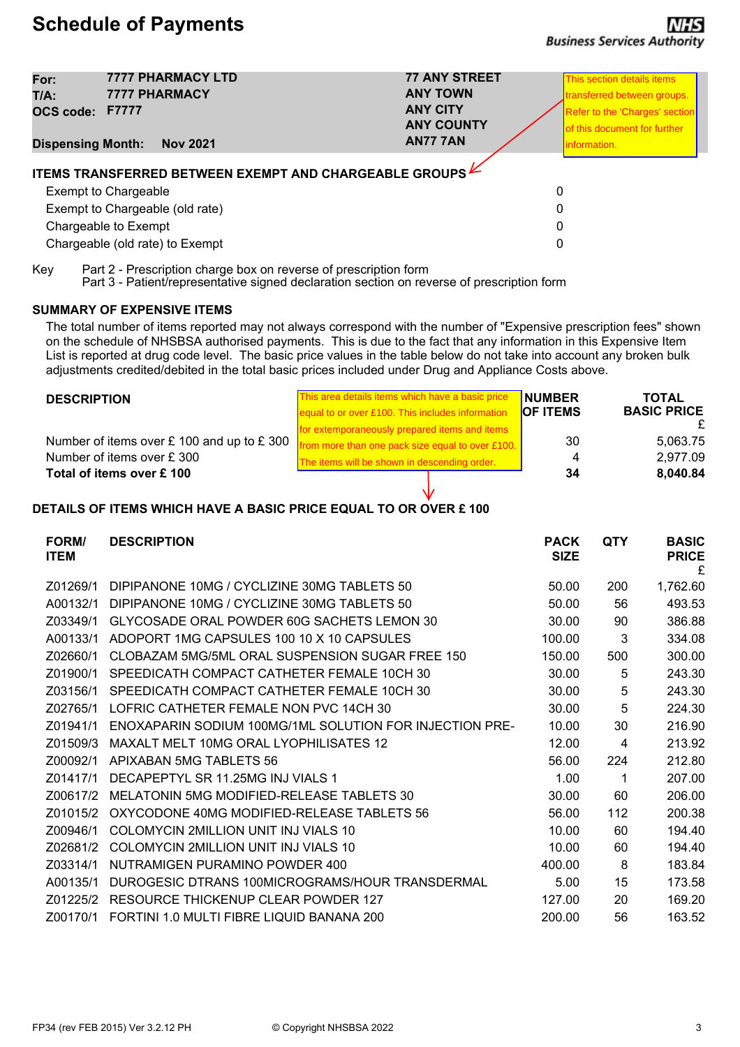# Schedule of Payments

**NHS Business Services Authority**

| | | |
|---|---|---|
| **For:** | **7777 PHARMACY LTD** | **77 ANY STREET** |
| **T/A:** | **7777 PHARMACY** | **ANY TOWN** |
| **OCS code:** | **F7777** | **ANY CITY** |
| | | **ANY COUNTY** |
| **Dispensing Month:** | **Nov 2021** | **AN77 7AN** |

This section details items transferred between groups. Refer to the 'Charges' section of this document for further information.

## ITEMS TRANSFERRED BETWEEN EXEMPT AND CHARGEABLE GROUPS

| | |
|---|---|
| Exempt to Chargeable | 0 |
| Exempt to Chargeable (old rate) | 0 |
| Chargeable to Exempt | 0 |
| Chargeable (old rate) to Exempt | 0 |

Key
Part 2 - Prescription charge box on reverse of prescription form
Part 3 - Patient/representative signed declaration section on reverse of prescription form

## SUMMARY OF EXPENSIVE ITEMS

The total number of items reported may not always correspond with the number of "Expensive prescription fees" shown on the schedule of NHSBSA authorised payments. This is due to the fact that any information in this Expensive Item List is reported at drug code level. The basic price values in the table below do not take into account any broken bulk adjustments credited/debited in the total basic prices included under Drug and Appliance Costs above.

This area details items which have a basic price equal to or over £100. This includes information for extemporaneously prepared items and items from more than one pack size equal to over £100. The items will be shown in descending order.

| DESCRIPTION | NUMBER OF ITEMS | TOTAL BASIC PRICE £ |
|---|---|---|
| Number of items over £ 100 and up to £ 300 | 30 | 5,063.75 |
| Number of items over £ 300 | 4 | 2,977.09 |
| **Total of items over £ 100** | **34** | **8,040.84** |

## DETAILS OF ITEMS WHICH HAVE A BASIC PRICE EQUAL TO OR OVER £ 100

| FORM/ ITEM | DESCRIPTION | PACK SIZE | QTY | BASIC PRICE £ |
|---|---|---|---|---|
| Z01269/1 | DIPIPANONE 10MG / CYCLIZINE 30MG TABLETS 50 | 50.00 | 200 | 1,762.60 |
| A00132/1 | DIPIPANONE 10MG / CYCLIZINE 30MG TABLETS 50 | 50.00 | 56 | 493.53 |
| Z03349/1 | GLYCOSADE ORAL POWDER 60G SACHETS LEMON 30 | 30.00 | 90 | 386.88 |
| A00133/1 | ADOPORT 1MG CAPSULES 100 10 X 10 CAPSULES | 100.00 | 3 | 334.08 |
| Z02660/1 | CLOBAZAM 5MG/5ML ORAL SUSPENSION SUGAR FREE 150 | 150.00 | 500 | 300.00 |
| Z01900/1 | SPEEDICATH COMPACT CATHETER FEMALE 10CH 30 | 30.00 | 5 | 243.30 |
| Z03156/1 | SPEEDICATH COMPACT CATHETER FEMALE 10CH 30 | 30.00 | 5 | 243.30 |
| Z02765/1 | LOFRIC CATHETER FEMALE NON PVC 14CH 30 | 30.00 | 5 | 224.30 |
| Z01941/1 | ENOXAPARIN SODIUM 100MG/1ML SOLUTION FOR INJECTION PRE- | 10.00 | 30 | 216.90 |
| Z01509/3 | MAXALT MELT 10MG ORAL LYOPHILISATES 12 | 12.00 | 4 | 213.92 |
| Z00092/1 | APIXABAN 5MG TABLETS 56 | 56.00 | 224 | 212.80 |
| Z01417/1 | DECAPEPTYL SR 11.25MG INJ VIALS 1 | 1.00 | 1 | 207.00 |
| Z00617/2 | MELATONIN 5MG MODIFIED-RELEASE TABLETS 30 | 30.00 | 60 | 206.00 |
| Z01015/2 | OXYCODONE 40MG MODIFIED-RELEASE TABLETS 56 | 56.00 | 112 | 200.38 |
| Z00946/1 | COLOMYCIN 2MILLION UNIT INJ VIALS 10 | 10.00 | 60 | 194.40 |
| Z02681/2 | COLOMYCIN 2MILLION UNIT INJ VIALS 10 | 10.00 | 60 | 194.40 |
| Z03314/1 | NUTRAMIGEN PURAMINO POWDER 400 | 400.00 | 8 | 183.84 |
| A00135/1 | DUROGESIC DTRANS 100MICROGRAMS/HOUR TRANSDERMAL | 5.00 | 15 | 173.58 |
| Z01225/2 | RESOURCE THICKENUP CLEAR POWDER 127 | 127.00 | 20 | 169.20 |
| Z00170/1 | FORTINI 1.0 MULTI FIBRE LIQUID BANANA 200 | 200.00 | 56 | 163.52 |

FP34 (rev FEB 2015) Ver 3.2.12 PH © Copyright NHSBSA 2022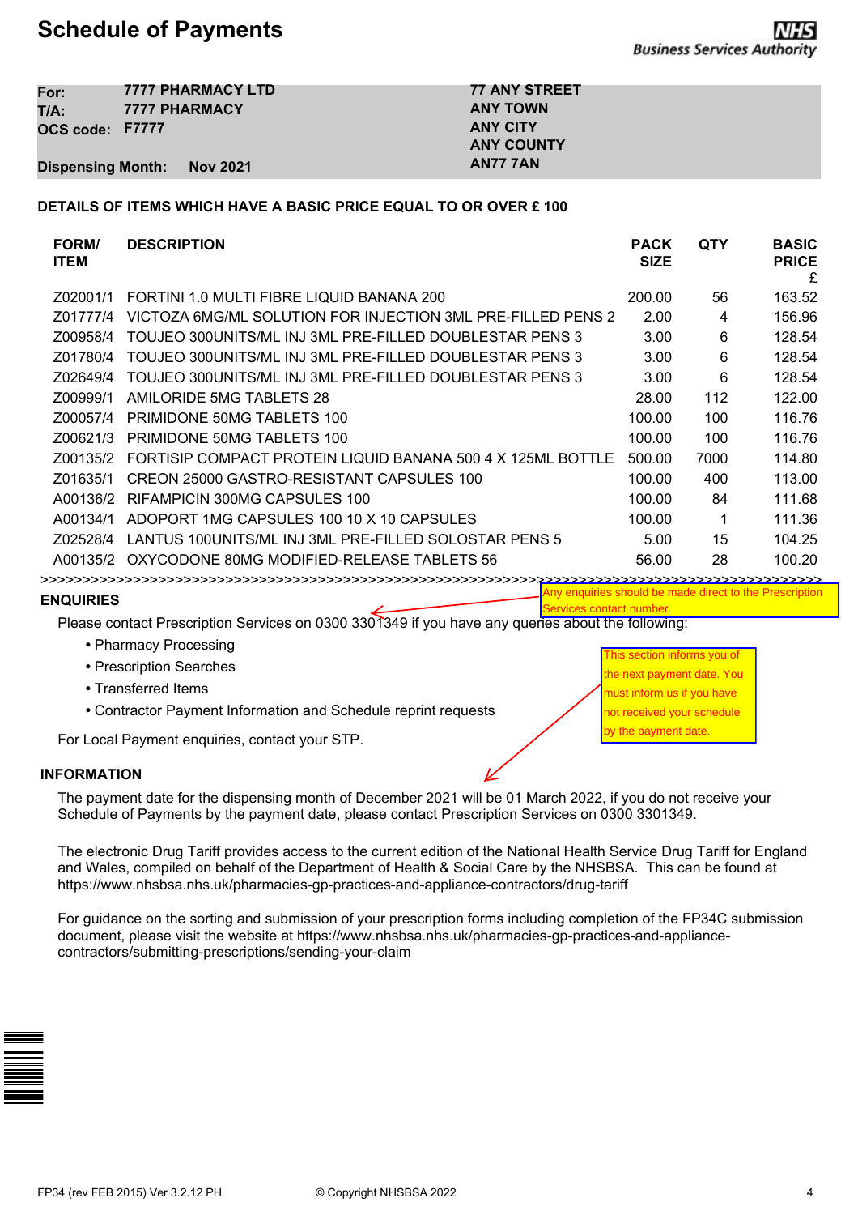# Schedule of Payments

NHS Business Services Authority

| | | |
|---|---|---|
| **For:** | **7777 PHARMACY LTD** | **77 ANY STREET** |
| **T/A:** | **7777 PHARMACY** | **ANY TOWN** |
| **OCS code:** | **F7777** | **ANY CITY** |
| | | **ANY COUNTY** |
| **Dispensing Month:** | **Nov 2021** | **AN77 7AN** |

**DETAILS OF ITEMS WHICH HAVE A BASIC PRICE EQUAL TO OR OVER £ 100**

| FORM/ ITEM | DESCRIPTION | PACK SIZE | QTY | BASIC PRICE £ |
|---|---|---|---|---|
| Z02001/1 | FORTINI 1.0 MULTI FIBRE LIQUID BANANA 200 | 200.00 | 56 | 163.52 |
| Z01777/4 | VICTOZA 6MG/ML SOLUTION FOR INJECTION 3ML PRE-FILLED PENS 2 | 2.00 | 4 | 156.96 |
| Z00958/4 | TOUJEO 300UNITS/ML INJ 3ML PRE-FILLED DOUBLESTAR PENS 3 | 3.00 | 6 | 128.54 |
| Z01780/4 | TOUJEO 300UNITS/ML INJ 3ML PRE-FILLED DOUBLESTAR PENS 3 | 3.00 | 6 | 128.54 |
| Z02649/4 | TOUJEO 300UNITS/ML INJ 3ML PRE-FILLED DOUBLESTAR PENS 3 | 3.00 | 6 | 128.54 |
| Z00999/1 | AMILORIDE 5MG TABLETS 28 | 28.00 | 112 | 122.00 |
| Z00057/4 | PRIMIDONE 50MG TABLETS 100 | 100.00 | 100 | 116.76 |
| Z00621/3 | PRIMIDONE 50MG TABLETS 100 | 100.00 | 100 | 116.76 |
| Z00135/2 | FORTISIP COMPACT PROTEIN LIQUID BANANA 500 4 X 125ML BOTTLE | 500.00 | 7000 | 114.80 |
| Z01635/1 | CREON 25000 GASTRO-RESISTANT CAPSULES 100 | 100.00 | 400 | 113.00 |
| A00136/2 | RIFAMPICIN 300MG CAPSULES 100 | 100.00 | 84 | 111.68 |
| A00134/1 | ADOPORT 1MG CAPSULES 100 10 X 10 CAPSULES | 100.00 | 1 | 111.36 |
| Z02528/4 | LANTUS 100UNITS/ML INJ 3ML PRE-FILLED SOLOSTAR PENS 5 | 5.00 | 15 | 104.25 |
| A00135/2 | OXYCODONE 80MG MODIFIED-RELEASE TABLETS 56 | 56.00 | 28 | 100.20 |

>>>>>>>>>>>>>>>>>>>>>>>>>>>>>>>>>>>>>>>>>>>>>>>>>>>>>>>>>>>>>>>>>>>>>>>>>>>>>>>>>>>>>>>>>>>>>>>>>

## ENQUIRIES

Any enquiries should be made direct to the Prescription Services contact number.

Please contact Prescription Services on 0300 3301349 if you have any queries about the following:

- Pharmacy Processing
- Prescription Searches
- Transferred Items
- Contractor Payment Information and Schedule reprint requests

For Local Payment enquiries, contact your STP.

This section informs you of the next payment date. You must inform us if you have not received your schedule by the payment date.

## INFORMATION

The payment date for the dispensing month of December 2021 will be 01 March 2022, if you do not receive your Schedule of Payments by the payment date, please contact Prescription Services on 0300 3301349.

The electronic Drug Tariff provides access to the current edition of the National Health Service Drug Tariff for England and Wales, compiled on behalf of the Department of Health & Social Care by the NHSBSA. This can be found at https://www.nhsbsa.nhs.uk/pharmacies-gp-practices-and-appliance-contractors/drug-tariff

For guidance on the sorting and submission of your prescription forms including completion of the FP34C submission document, please visit the website at https://www.nhsbsa.nhs.uk/pharmacies-gp-practices-and-appliance-contractors/submitting-prescriptions/sending-your-claim

FP34 (rev FEB 2015) Ver 3.2.12 PH © Copyright NHSBSA 2022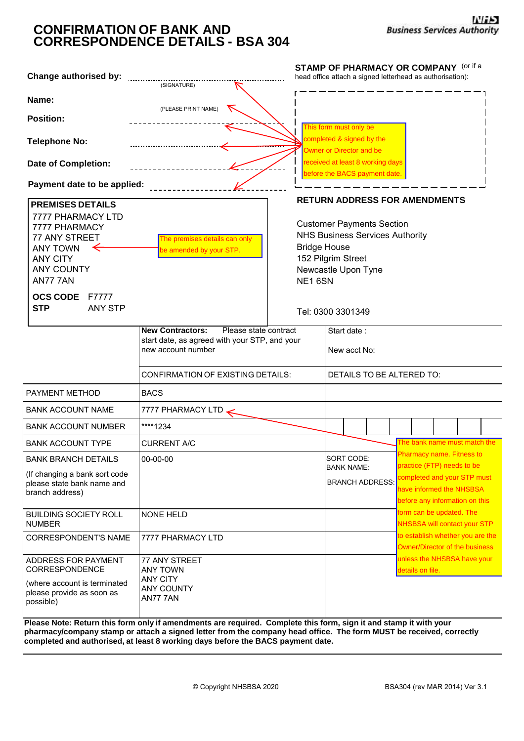# CONFIRMATION OF BANK AND CORRESPONDENCE DETAILS - BSA 304

NHS Business Services Authority

**Change authorised by:** .................................................. (SIGNATURE)

**Name:** ------------------------------------ (PLEASE PRINT NAME)

**Position:** ------------------------------------

**Telephone No:** ..................................................

**Date of Completion:** ------------------------------------

**Payment date to be applied:** ------------------------------------

**STAMP OF PHARMACY OR COMPANY** (or if a head office attach a signed letterhead as authorisation):

This form must only be completed & signed by the Owner or Director and be received at least 8 working days before the BACS payment date.

**PREMISES DETAILS**

7777 PHARMACY LTD
7777 PHARMACY
77 ANY STREET
ANY TOWN
ANY CITY
ANY COUNTY
AN77 7AN

**OCS CODE** F7777
**STP** ANY STP

The premises details can only be amended by your STP.

**RETURN ADDRESS FOR AMENDMENTS**

Customer Payments Section
NHS Business Services Authority
Bridge House
152 Pilgrim Street
Newcastle Upon Tyne
NE1 6SN

Tel: 0300 3301349

| | **New Contractors:** Please state contract start date, as agreed with your STP, and your new account number | Start date :<br><br>New acct No: |
|---|---|---|
| | CONFIRMATION OF EXISTING DETAILS: | DETAILS TO BE ALTERED TO: |
| PAYMENT METHOD | BACS | |
| BANK ACCOUNT NAME | 7777 PHARMACY LTD | |
| BANK ACCOUNT NUMBER | ****1234 | |
| BANK ACCOUNT TYPE | CURRENT A/C | |
| BANK BRANCH DETAILS<br><br>(If changing a bank sort code please state bank name and branch address) | 00-00-00 | SORT CODE:<br>BANK NAME:<br><br>BRANCH ADDRESS: |
| BUILDING SOCIETY ROLL NUMBER | NONE HELD | |
| CORRESPONDENT'S NAME | 7777 PHARMACY LTD | |
| ADDRESS FOR PAYMENT CORRESPONDENCE<br><br>(where account is terminated please provide as soon as possible) | 77 ANY STREET<br>ANY TOWN<br>ANY CITY<br>ANY COUNTY<br>AN77 7AN | |

The bank name must match the Pharmacy name. Fitness to practice (FTP) needs to be completed and your STP must have informed the NHSBSA before any information on this form can be updated. The NHSBSA will contact your STP to establish whether you are the Owner/Director of the business unless the NHSBSA have your details on file.

**Please Note: Return this form only if amendments are required. Complete this form, sign it and stamp it with your pharmacy/company stamp or attach a signed letter from the company head office. The form MUST be received, correctly completed and authorised, at least 8 working days before the BACS payment date.**

© Copyright NHSBSA 2020

BSA304 (rev MAR 2014) Ver 3.1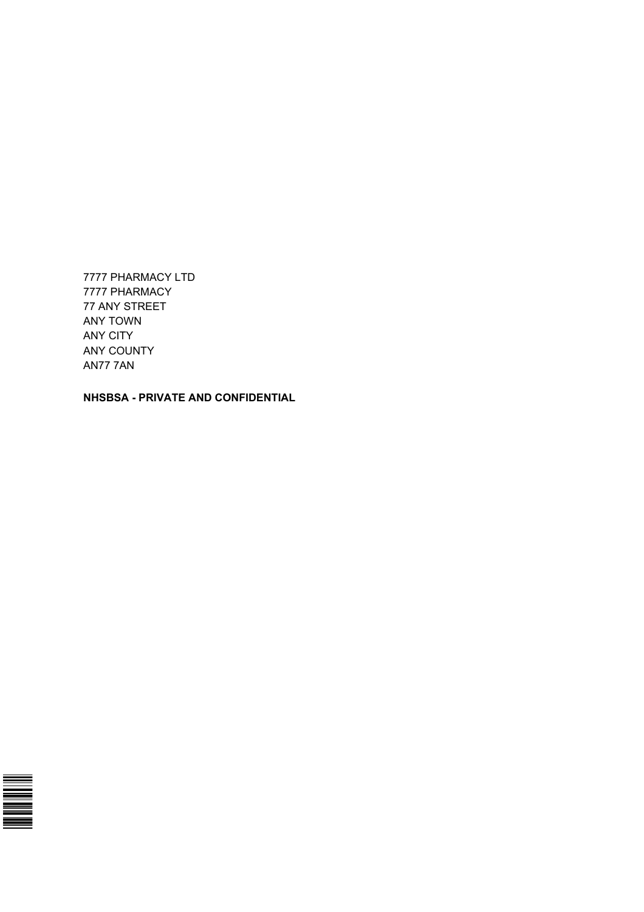7777 PHARMACY LTD
7777 PHARMACY
77 ANY STREET
ANY TOWN
ANY CITY
ANY COUNTY
AN77 7AN

**NHSBSA - PRIVATE AND CONFIDENTIAL**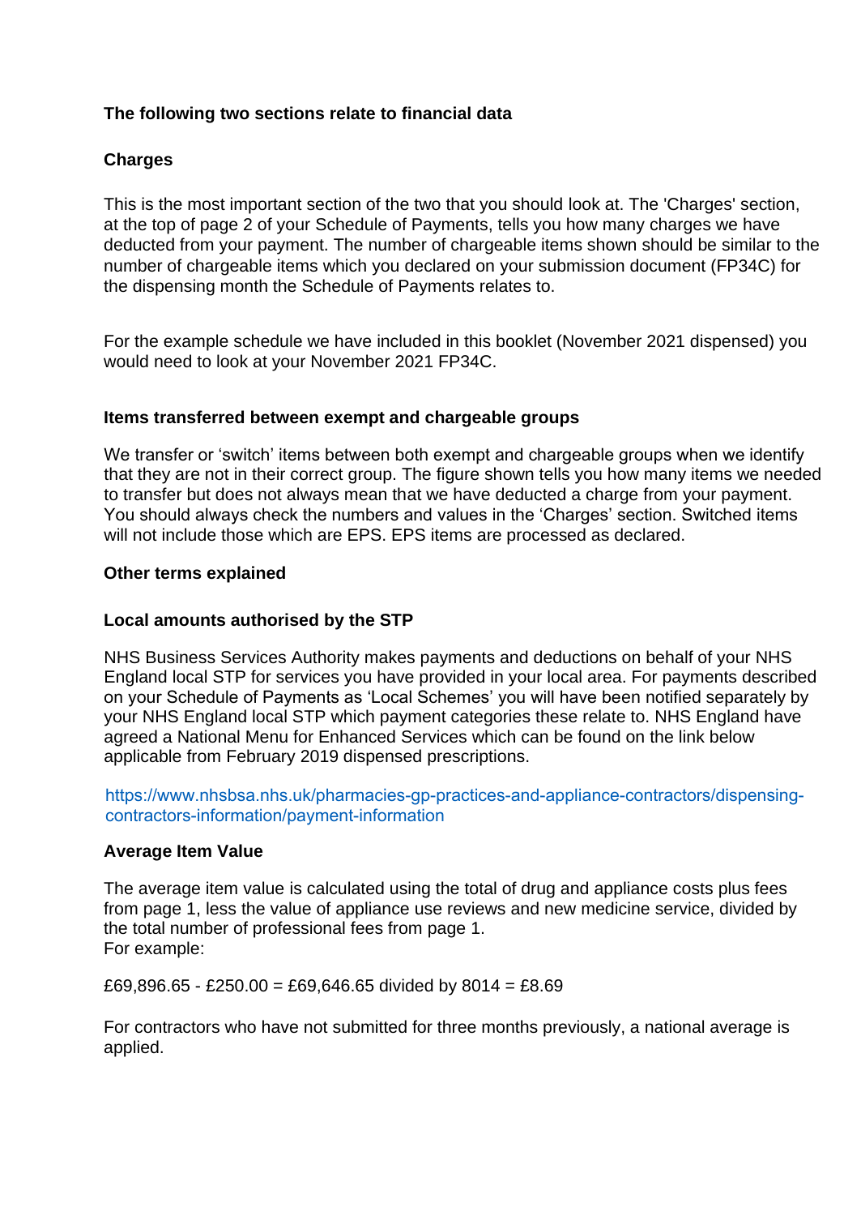## The following two sections relate to financial data

### Charges

This is the most important section of the two that you should look at. The 'Charges' section, at the top of page 2 of your Schedule of Payments, tells you how many charges we have deducted from your payment. The number of chargeable items shown should be similar to the number of chargeable items which you declared on your submission document (FP34C) for the dispensing month the Schedule of Payments relates to.

For the example schedule we have included in this booklet (November 2021 dispensed) you would need to look at your November 2021 FP34C.

### Items transferred between exempt and chargeable groups

We transfer or 'switch' items between both exempt and chargeable groups when we identify that they are not in their correct group. The figure shown tells you how many items we needed to transfer but does not always mean that we have deducted a charge from your payment. You should always check the numbers and values in the 'Charges' section. Switched items will not include those which are EPS. EPS items are processed as declared.

## Other terms explained

### Local amounts authorised by the STP

NHS Business Services Authority makes payments and deductions on behalf of your NHS England local STP for services you have provided in your local area. For payments described on your Schedule of Payments as 'Local Schemes' you will have been notified separately by your NHS England local STP which payment categories these relate to. NHS England have agreed a National Menu for Enhanced Services which can be found on the link below applicable from February 2019 dispensed prescriptions.

https://www.nhsbsa.nhs.uk/pharmacies-gp-practices-and-appliance-contractors/dispensing-contractors-information/payment-information

### Average Item Value

The average item value is calculated using the total of drug and appliance costs plus fees from page 1, less the value of appliance use reviews and new medicine service, divided by the total number of professional fees from page 1.
For example:

£69,896.65 - £250.00 = £69,646.65 divided by 8014 = £8.69

For contractors who have not submitted for three months previously, a national average is applied.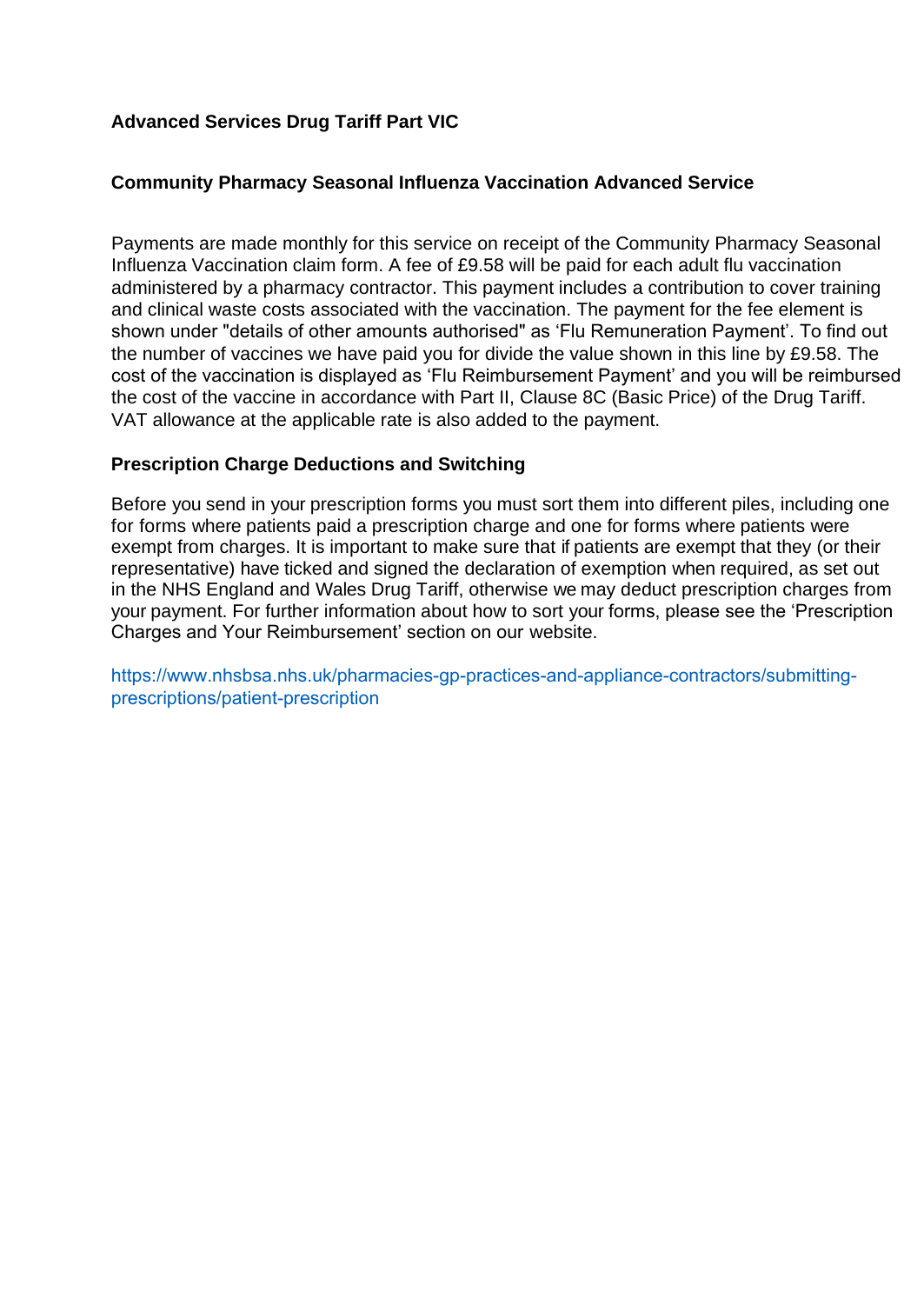**Advanced Services Drug Tariff Part VIC**

**Community Pharmacy Seasonal Influenza Vaccination Advanced Service**

Payments are made monthly for this service on receipt of the Community Pharmacy Seasonal Influenza Vaccination claim form. A fee of £9.58 will be paid for each adult flu vaccination administered by a pharmacy contractor. This payment includes a contribution to cover training and clinical waste costs associated with the vaccination. The payment for the fee element is shown under "details of other amounts authorised" as 'Flu Remuneration Payment'. To find out the number of vaccines we have paid you for divide the value shown in this line by £9.58. The cost of the vaccination is displayed as 'Flu Reimbursement Payment' and you will be reimbursed the cost of the vaccine in accordance with Part II, Clause 8C (Basic Price) of the Drug Tariff. VAT allowance at the applicable rate is also added to the payment.

**Prescription Charge Deductions and Switching**

Before you send in your prescription forms you must sort them into different piles, including one for forms where patients paid a prescription charge and one for forms where patients were exempt from charges. It is important to make sure that if patients are exempt that they (or their representative) have ticked and signed the declaration of exemption when required, as set out in the NHS England and Wales Drug Tariff, otherwise we may deduct prescription charges from your payment. For further information about how to sort your forms, please see the 'Prescription Charges and Your Reimbursement' section on our website.

https://www.nhsbsa.nhs.uk/pharmacies-gp-practices-and-appliance-contractors/submitting-prescriptions/patient-prescription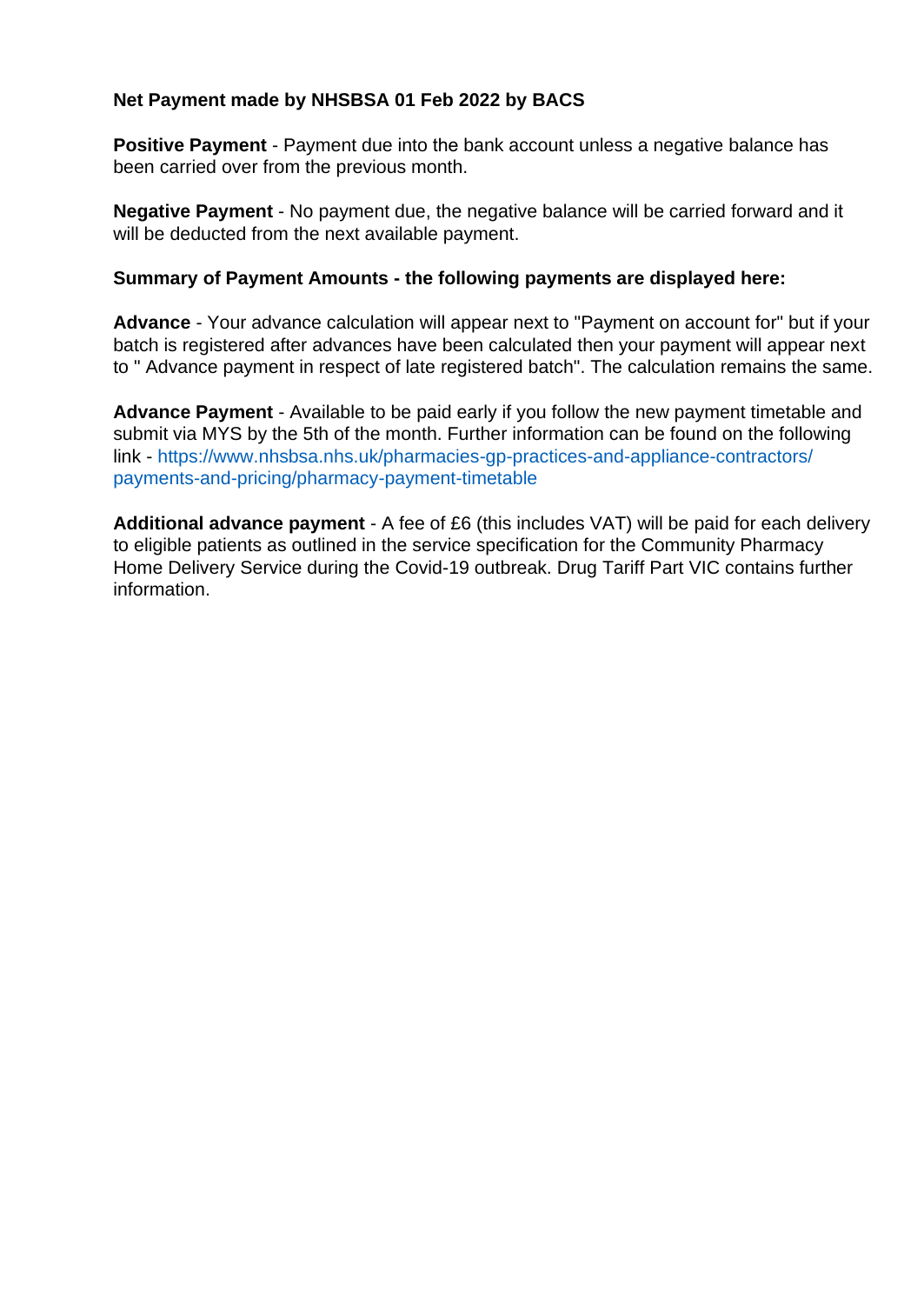**Net Payment made by NHSBSA 01 Feb 2022 by BACS**

**Positive Payment** - Payment due into the bank account unless a negative balance has been carried over from the previous month.

**Negative Payment** - No payment due, the negative balance will be carried forward and it will be deducted from the next available payment.

**Summary of Payment Amounts - the following payments are displayed here:**

**Advance** - Your advance calculation will appear next to "Payment on account for" but if your batch is registered after advances have been calculated then your payment will appear next to " Advance payment in respect of late registered batch". The calculation remains the same.

**Advance Payment** - Available to be paid early if you follow the new payment timetable and submit via MYS by the 5th of the month. Further information can be found on the following link - https://www.nhsbsa.nhs.uk/pharmacies-gp-practices-and-appliance-contractors/payments-and-pricing/pharmacy-payment-timetable

**Additional advance payment** - A fee of £6 (this includes VAT) will be paid for each delivery to eligible patients as outlined in the service specification for the Community Pharmacy Home Delivery Service during the Covid-19 outbreak. Drug Tariff Part VIC contains further information.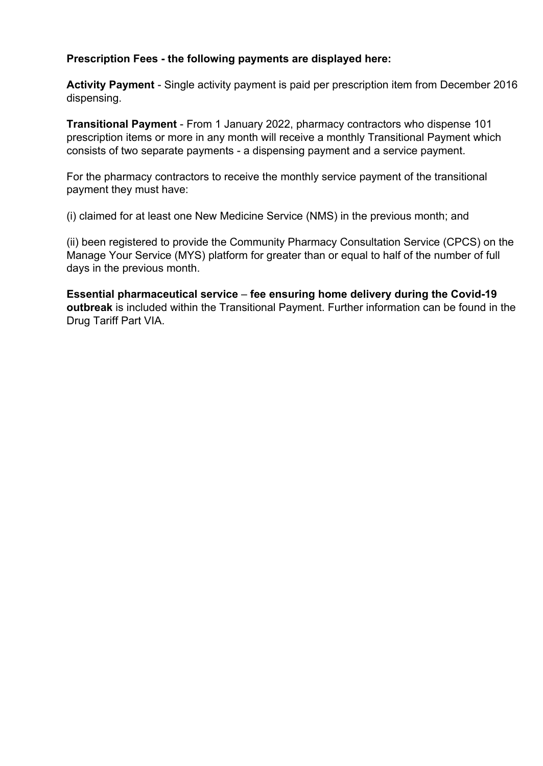**Prescription Fees - the following payments are displayed here:**

**Activity Payment** - Single activity payment is paid per prescription item from December 2016 dispensing.

**Transitional Payment** - From 1 January 2022, pharmacy contractors who dispense 101 prescription items or more in any month will receive a monthly Transitional Payment which consists of two separate payments - a dispensing payment and a service payment.

For the pharmacy contractors to receive the monthly service payment of the transitional payment they must have:

(i) claimed for at least one New Medicine Service (NMS) in the previous month; and

(ii) been registered to provide the Community Pharmacy Consultation Service (CPCS) on the Manage Your Service (MYS) platform for greater than or equal to half of the number of full days in the previous month.

**Essential pharmaceutical service** – **fee ensuring home delivery during the Covid-19 outbreak** is included within the Transitional Payment. Further information can be found in the Drug Tariff Part VIA.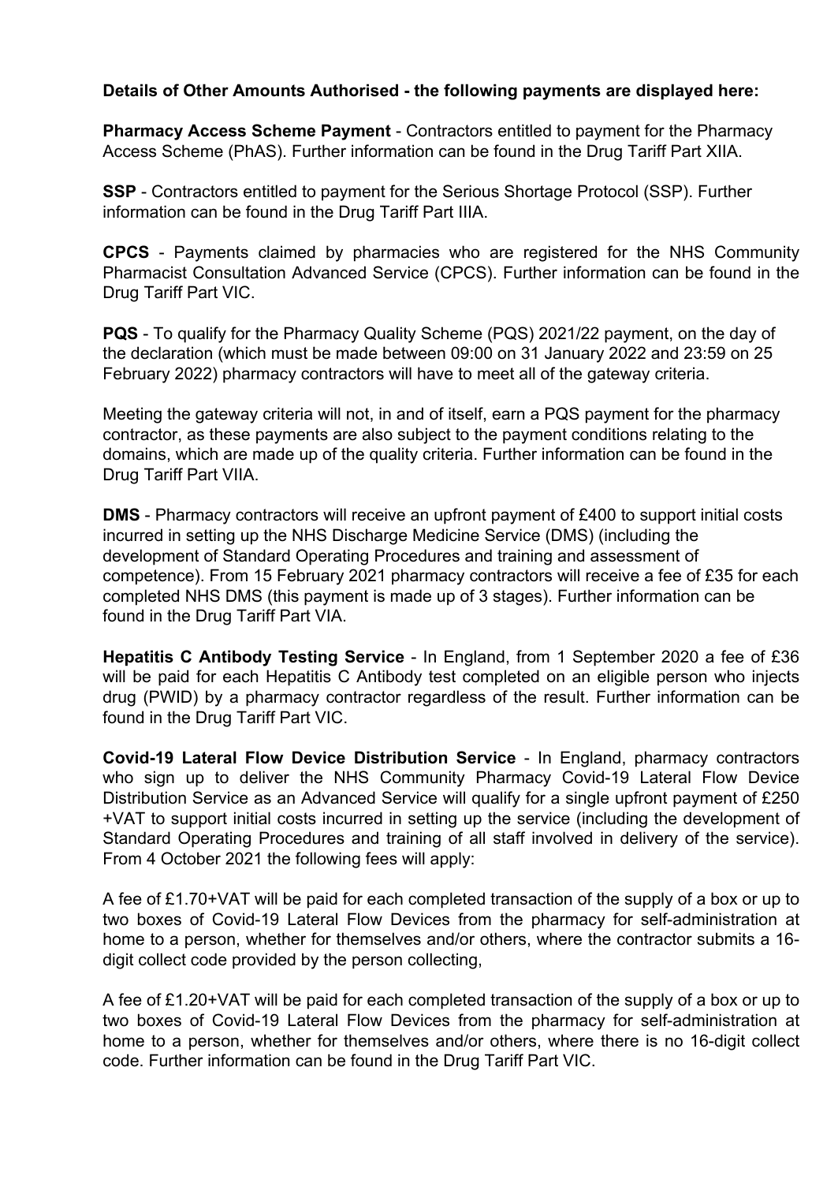**Details of Other Amounts Authorised - the following payments are displayed here:**

**Pharmacy Access Scheme Payment** - Contractors entitled to payment for the Pharmacy Access Scheme (PhAS). Further information can be found in the Drug Tariff Part XIIA.

**SSP** - Contractors entitled to payment for the Serious Shortage Protocol (SSP). Further information can be found in the Drug Tariff Part IIIA.

**CPCS** - Payments claimed by pharmacies who are registered for the NHS Community Pharmacist Consultation Advanced Service (CPCS). Further information can be found in the Drug Tariff Part VIC.

**PQS** - To qualify for the Pharmacy Quality Scheme (PQS) 2021/22 payment, on the day of the declaration (which must be made between 09:00 on 31 January 2022 and 23:59 on 25 February 2022) pharmacy contractors will have to meet all of the gateway criteria.

Meeting the gateway criteria will not, in and of itself, earn a PQS payment for the pharmacy contractor, as these payments are also subject to the payment conditions relating to the domains, which are made up of the quality criteria. Further information can be found in the Drug Tariff Part VIIA.

**DMS** - Pharmacy contractors will receive an upfront payment of £400 to support initial costs incurred in setting up the NHS Discharge Medicine Service (DMS) (including the development of Standard Operating Procedures and training and assessment of competence). From 15 February 2021 pharmacy contractors will receive a fee of £35 for each completed NHS DMS (this payment is made up of 3 stages). Further information can be found in the Drug Tariff Part VIA.

**Hepatitis C Antibody Testing Service** - In England, from 1 September 2020 a fee of £36 will be paid for each Hepatitis C Antibody test completed on an eligible person who injects drug (PWID) by a pharmacy contractor regardless of the result. Further information can be found in the Drug Tariff Part VIC.

**Covid-19 Lateral Flow Device Distribution Service** - In England, pharmacy contractors who sign up to deliver the NHS Community Pharmacy Covid-19 Lateral Flow Device Distribution Service as an Advanced Service will qualify for a single upfront payment of £250 +VAT to support initial costs incurred in setting up the service (including the development of Standard Operating Procedures and training of all staff involved in delivery of the service). From 4 October 2021 the following fees will apply:

A fee of £1.70+VAT will be paid for each completed transaction of the supply of a box or up to two boxes of Covid-19 Lateral Flow Devices from the pharmacy for self-administration at home to a person, whether for themselves and/or others, where the contractor submits a 16-digit collect code provided by the person collecting,

A fee of £1.20+VAT will be paid for each completed transaction of the supply of a box or up to two boxes of Covid-19 Lateral Flow Devices from the pharmacy for self-administration at home to a person, whether for themselves and/or others, where there is no 16-digit collect code. Further information can be found in the Drug Tariff Part VIC.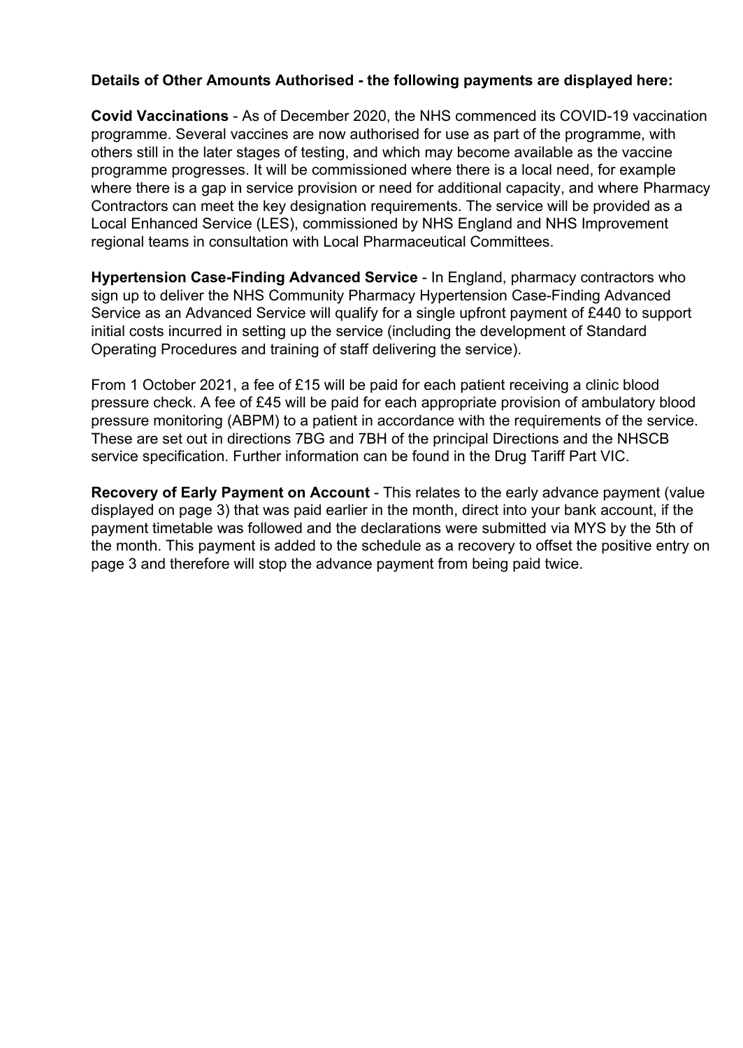**Details of Other Amounts Authorised - the following payments are displayed here:**

**Covid Vaccinations** - As of December 2020, the NHS commenced its COVID-19 vaccination programme. Several vaccines are now authorised for use as part of the programme, with others still in the later stages of testing, and which may become available as the vaccine programme progresses. It will be commissioned where there is a local need, for example where there is a gap in service provision or need for additional capacity, and where Pharmacy Contractors can meet the key designation requirements. The service will be provided as a Local Enhanced Service (LES), commissioned by NHS England and NHS Improvement regional teams in consultation with Local Pharmaceutical Committees.

**Hypertension Case-Finding Advanced Service** - In England, pharmacy contractors who sign up to deliver the NHS Community Pharmacy Hypertension Case-Finding Advanced Service as an Advanced Service will qualify for a single upfront payment of £440 to support initial costs incurred in setting up the service (including the development of Standard Operating Procedures and training of staff delivering the service).

From 1 October 2021, a fee of £15 will be paid for each patient receiving a clinic blood pressure check. A fee of £45 will be paid for each appropriate provision of ambulatory blood pressure monitoring (ABPM) to a patient in accordance with the requirements of the service. These are set out in directions 7BG and 7BH of the principal Directions and the NHSCB service specification. Further information can be found in the Drug Tariff Part VIC.

**Recovery of Early Payment on Account** - This relates to the early advance payment (value displayed on page 3) that was paid earlier in the month, direct into your bank account, if the payment timetable was followed and the declarations were submitted via MYS by the 5th of the month. This payment is added to the schedule as a recovery to offset the positive entry on page 3 and therefore will stop the advance payment from being paid twice.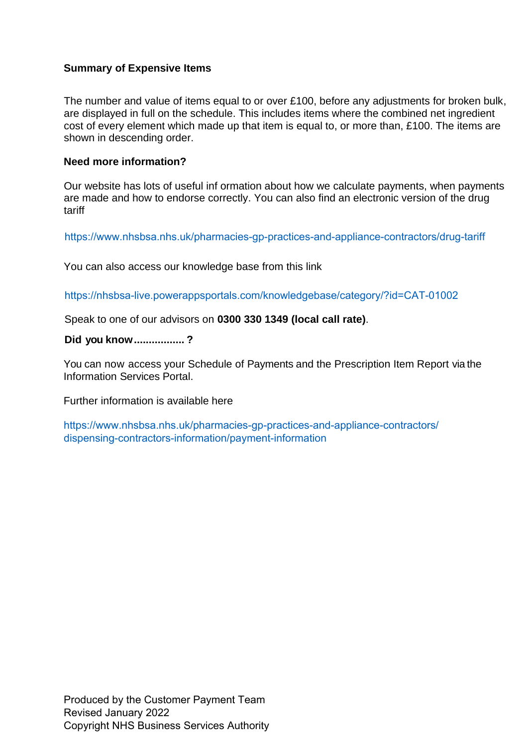**Summary of Expensive Items**

The number and value of items equal to or over £100, before any adjustments for broken bulk, are displayed in full on the schedule. This includes items where the combined net ingredient cost of every element which made up that item is equal to, or more than, £100. The items are shown in descending order.

**Need more information?**

Our website has lots of useful inf ormation about how we calculate payments, when payments are made and how to endorse correctly. You can also find an electronic version of the drug tariff

https://www.nhsbsa.nhs.uk/pharmacies-gp-practices-and-appliance-contractors/drug-tariff

You can also access our knowledge base from this link

https://nhsbsa-live.powerappsportals.com/knowledgebase/category/?id=CAT-01002

Speak to one of our advisors on **0300 330 1349 (local call rate)**.

**Did you know................. ?**

You can now access your Schedule of Payments and the Prescription Item Report via the Information Services Portal.

Further information is available here

https://www.nhsbsa.nhs.uk/pharmacies-gp-practices-and-appliance-contractors/dispensing-contractors-information/payment-information

Produced by the Customer Payment Team
Revised January 2022
Copyright NHS Business Services Authority